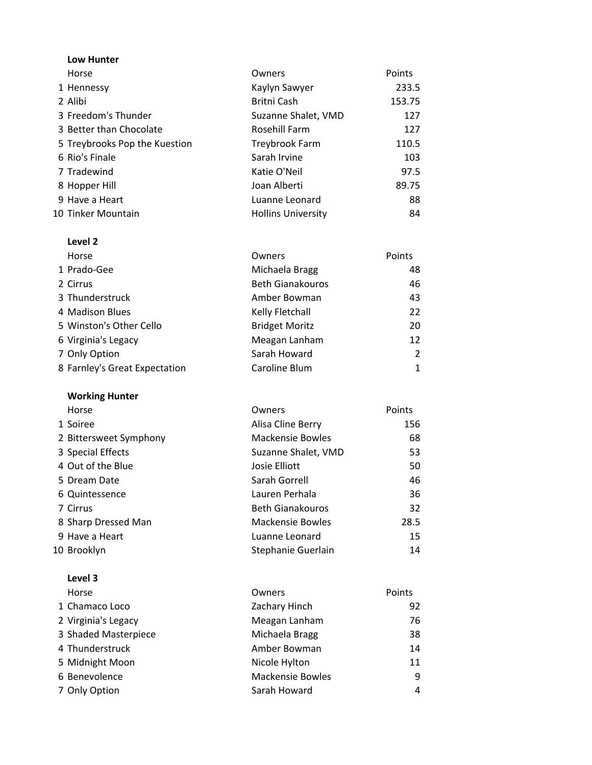**Low Hunter**

| | Horse | Owners | Points |
|---|---|---|---|
| 1 | Hennessy | Kaylyn Sawyer | 233.5 |
| 2 | Alibi | Britni Cash | 153.75 |
| 3 | Freedom's Thunder | Suzanne Shalet, VMD | 127 |
| 3 | Better than Chocolate | Rosehill Farm | 127 |
| 5 | Treybrooks Pop the Kuestion | Treybrook Farm | 110.5 |
| 6 | Rio's Finale | Sarah Irvine | 103 |
| 7 | Tradewind | Katie O'Neil | 97.5 |
| 8 | Hopper Hill | Joan Alberti | 89.75 |
| 9 | Have a Heart | Luanne Leonard | 88 |
| 10 | Tinker Mountain | Hollins University | 84 |

**Level 2**

| | Horse | Owners | Points |
|---|---|---|---|
| 1 | Prado-Gee | Michaela Bragg | 48 |
| 2 | Cirrus | Beth Gianakouros | 46 |
| 3 | Thunderstruck | Amber Bowman | 43 |
| 4 | Madison Blues | Kelly Fletchall | 22 |
| 5 | Winston's Other Cello | Bridget Moritz | 20 |
| 6 | Virginia's Legacy | Meagan Lanham | 12 |
| 7 | Only Option | Sarah Howard | 2 |
| 8 | Farnley's Great Expectation | Caroline Blum | 1 |

**Working Hunter**

| | Horse | Owners | Points |
|---|---|---|---|
| 1 | Soiree | Alisa Cline Berry | 156 |
| 2 | Bittersweet Symphony | Mackensie Bowles | 68 |
| 3 | Special Effects | Suzanne Shalet, VMD | 53 |
| 4 | Out of the Blue | Josie Elliott | 50 |
| 5 | Dream Date | Sarah Gorrell | 46 |
| 6 | Quintessence | Lauren Perhala | 36 |
| 7 | Cirrus | Beth Gianakouros | 32 |
| 8 | Sharp Dressed Man | Mackensie Bowles | 28.5 |
| 9 | Have a Heart | Luanne Leonard | 15 |
| 10 | Brooklyn | Stephanie Guerlain | 14 |

**Level 3**

| | Horse | Owners | Points |
|---|---|---|---|
| 1 | Chamaco Loco | Zachary Hinch | 92 |
| 2 | Virginia's Legacy | Meagan Lanham | 76 |
| 3 | Shaded Masterpiece | Michaela Bragg | 38 |
| 4 | Thunderstruck | Amber Bowman | 14 |
| 5 | Midnight Moon | Nicole Hylton | 11 |
| 6 | Benevolence | Mackensie Bowles | 9 |
| 7 | Only Option | Sarah Howard | 4 |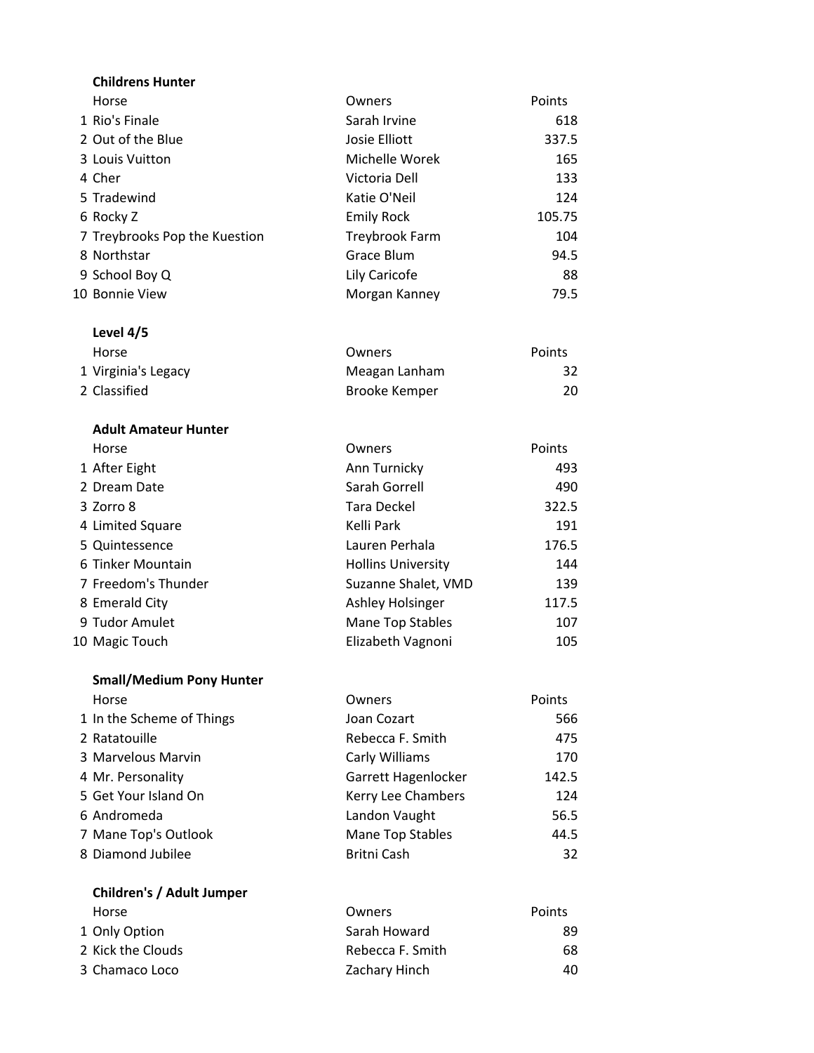**Childrens Hunter**

| | Horse | Owners | Points |
|---|---|---|---|
| 1 | Rio's Finale | Sarah Irvine | 618 |
| 2 | Out of the Blue | Josie Elliott | 337.5 |
| 3 | Louis Vuitton | Michelle Worek | 165 |
| 4 | Cher | Victoria Dell | 133 |
| 5 | Tradewind | Katie O'Neil | 124 |
| 6 | Rocky Z | Emily Rock | 105.75 |
| 7 | Treybrooks Pop the Kuestion | Treybrook Farm | 104 |
| 8 | Northstar | Grace Blum | 94.5 |
| 9 | School Boy Q | Lily Caricofe | 88 |
| 10 | Bonnie View | Morgan Kanney | 79.5 |

**Level 4/5**

| | Horse | Owners | Points |
|---|---|---|---|
| 1 | Virginia's Legacy | Meagan Lanham | 32 |
| 2 | Classified | Brooke Kemper | 20 |

**Adult Amateur Hunter**

| | Horse | Owners | Points |
|---|---|---|---|
| 1 | After Eight | Ann Turnicky | 493 |
| 2 | Dream Date | Sarah Gorrell | 490 |
| 3 | Zorro 8 | Tara Deckel | 322.5 |
| 4 | Limited Square | Kelli Park | 191 |
| 5 | Quintessence | Lauren Perhala | 176.5 |
| 6 | Tinker Mountain | Hollins University | 144 |
| 7 | Freedom's Thunder | Suzanne Shalet, VMD | 139 |
| 8 | Emerald City | Ashley Holsinger | 117.5 |
| 9 | Tudor Amulet | Mane Top Stables | 107 |
| 10 | Magic Touch | Elizabeth Vagnoni | 105 |

**Small/Medium Pony Hunter**

| | Horse | Owners | Points |
|---|---|---|---|
| 1 | In the Scheme of Things | Joan Cozart | 566 |
| 2 | Ratatouille | Rebecca F. Smith | 475 |
| 3 | Marvelous Marvin | Carly Williams | 170 |
| 4 | Mr. Personality | Garrett Hagenlocker | 142.5 |
| 5 | Get Your Island On | Kerry Lee Chambers | 124 |
| 6 | Andromeda | Landon Vaught | 56.5 |
| 7 | Mane Top's Outlook | Mane Top Stables | 44.5 |
| 8 | Diamond Jubilee | Britni Cash | 32 |

**Children's / Adult Jumper**

| | Horse | Owners | Points |
|---|---|---|---|
| 1 | Only Option | Sarah Howard | 89 |
| 2 | Kick the Clouds | Rebecca F. Smith | 68 |
| 3 | Chamaco Loco | Zachary Hinch | 40 |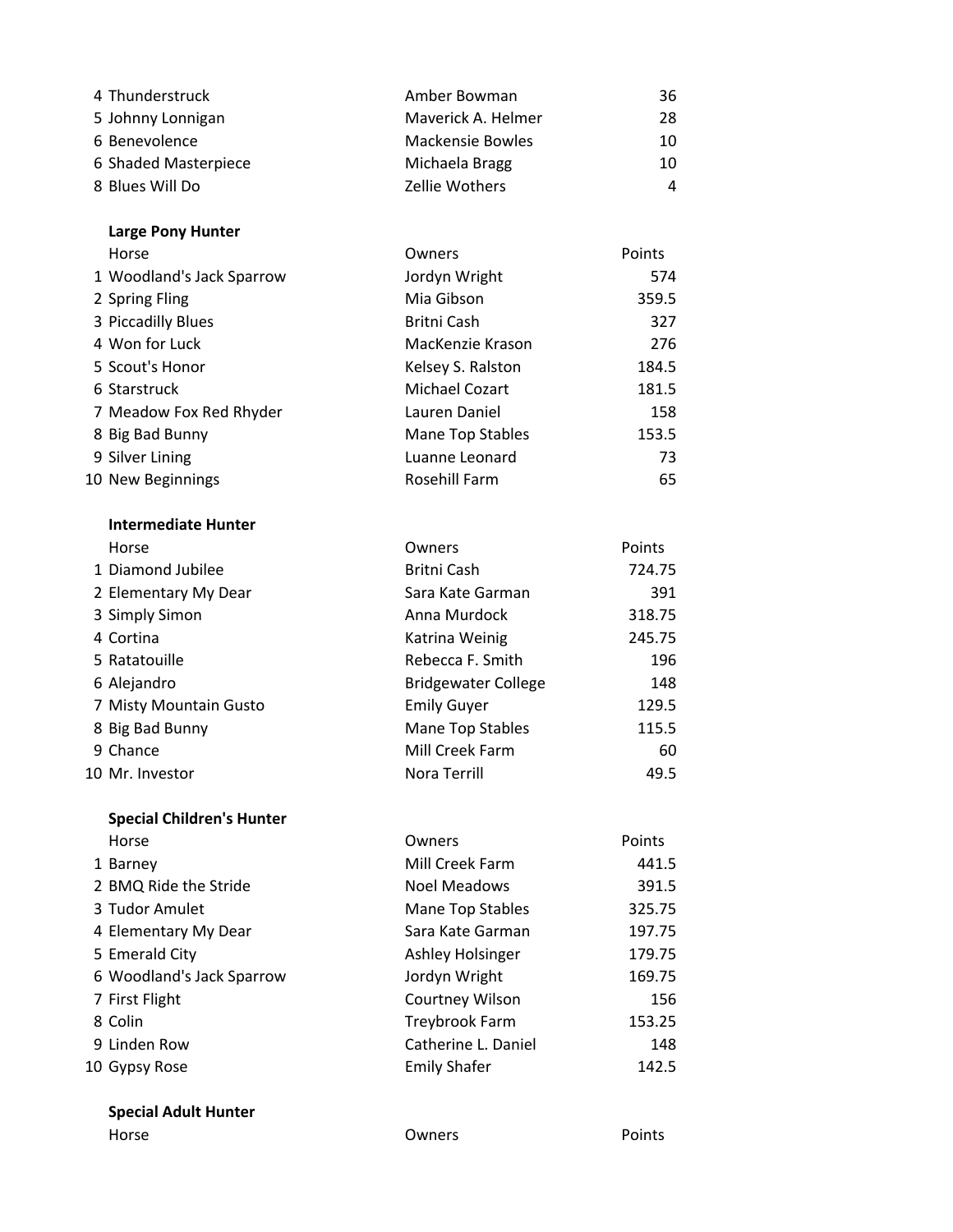| | Horse | Owners | Points |
|---|---|---|---|
| 4 | Thunderstruck | Amber Bowman | 36 |
| 5 | Johnny Lonnigan | Maverick A. Helmer | 28 |
| 6 | Benevolence | Mackensie Bowles | 10 |
| 6 | Shaded Masterpiece | Michaela Bragg | 10 |
| 8 | Blues Will Do | Zellie Wothers | 4 |

**Large Pony Hunter**

| | Horse | Owners | Points |
|---|---|---|---|
| 1 | Woodland's Jack Sparrow | Jordyn Wright | 574 |
| 2 | Spring Fling | Mia Gibson | 359.5 |
| 3 | Piccadilly Blues | Britni Cash | 327 |
| 4 | Won for Luck | MacKenzie Krason | 276 |
| 5 | Scout's Honor | Kelsey S. Ralston | 184.5 |
| 6 | Starstruck | Michael Cozart | 181.5 |
| 7 | Meadow Fox Red Rhyder | Lauren Daniel | 158 |
| 8 | Big Bad Bunny | Mane Top Stables | 153.5 |
| 9 | Silver Lining | Luanne Leonard | 73 |
| 10 | New Beginnings | Rosehill Farm | 65 |

**Intermediate Hunter**

| | Horse | Owners | Points |
|---|---|---|---|
| 1 | Diamond Jubilee | Britni Cash | 724.75 |
| 2 | Elementary My Dear | Sara Kate Garman | 391 |
| 3 | Simply Simon | Anna Murdock | 318.75 |
| 4 | Cortina | Katrina Weinig | 245.75 |
| 5 | Ratatouille | Rebecca F. Smith | 196 |
| 6 | Alejandro | Bridgewater College | 148 |
| 7 | Misty Mountain Gusto | Emily Guyer | 129.5 |
| 8 | Big Bad Bunny | Mane Top Stables | 115.5 |
| 9 | Chance | Mill Creek Farm | 60 |
| 10 | Mr. Investor | Nora Terrill | 49.5 |

**Special Children's Hunter**

| | Horse | Owners | Points |
|---|---|---|---|
| 1 | Barney | Mill Creek Farm | 441.5 |
| 2 | BMQ Ride the Stride | Noel Meadows | 391.5 |
| 3 | Tudor Amulet | Mane Top Stables | 325.75 |
| 4 | Elementary My Dear | Sara Kate Garman | 197.75 |
| 5 | Emerald City | Ashley Holsinger | 179.75 |
| 6 | Woodland's Jack Sparrow | Jordyn Wright | 169.75 |
| 7 | First Flight | Courtney Wilson | 156 |
| 8 | Colin | Treybrook Farm | 153.25 |
| 9 | Linden Row | Catherine L. Daniel | 148 |
| 10 | Gypsy Rose | Emily Shafer | 142.5 |

**Special Adult Hunter**

| | Horse | Owners | Points |
|---|---|---|---|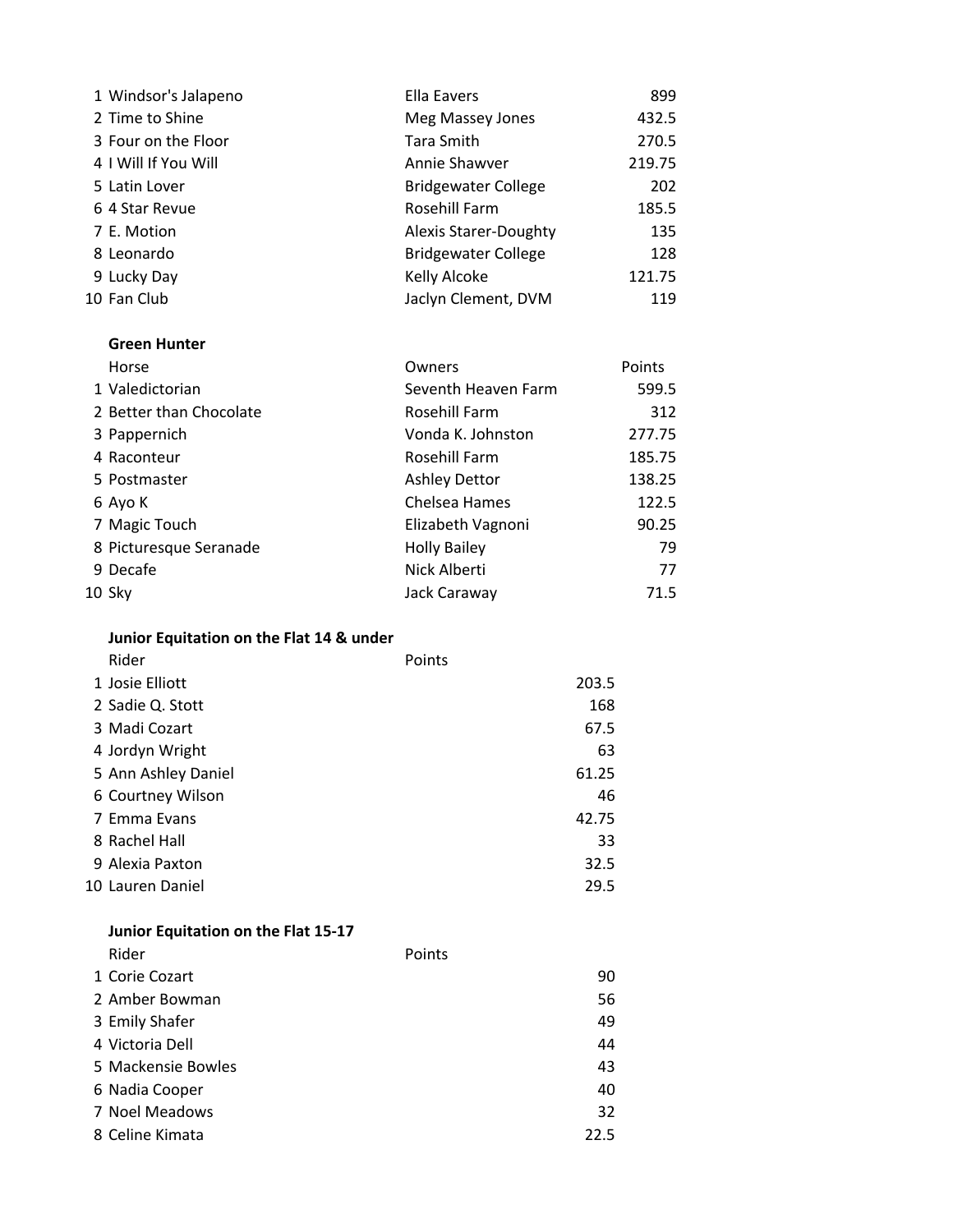| | Horse | Owners | Points |
|---|---|---|---|
| 1 | Windsor's Jalapeno | Ella Eavers | 899 |
| 2 | Time to Shine | Meg Massey Jones | 432.5 |
| 3 | Four on the Floor | Tara Smith | 270.5 |
| 4 | I Will If You Will | Annie Shawver | 219.75 |
| 5 | Latin Lover | Bridgewater College | 202 |
| 6 | 4 Star Revue | Rosehill Farm | 185.5 |
| 7 | E. Motion | Alexis Starer-Doughty | 135 |
| 8 | Leonardo | Bridgewater College | 128 |
| 9 | Lucky Day | Kelly Alcoke | 121.75 |
| 10 | Fan Club | Jaclyn Clement, DVM | 119 |

**Green Hunter**

| | Horse | Owners | Points |
|---|---|---|---|
| 1 | Valedictorian | Seventh Heaven Farm | 599.5 |
| 2 | Better than Chocolate | Rosehill Farm | 312 |
| 3 | Pappernich | Vonda K. Johnston | 277.75 |
| 4 | Raconteur | Rosehill Farm | 185.75 |
| 5 | Postmaster | Ashley Dettor | 138.25 |
| 6 | Ayo K | Chelsea Hames | 122.5 |
| 7 | Magic Touch | Elizabeth Vagnoni | 90.25 |
| 8 | Picturesque Seranade | Holly Bailey | 79 |
| 9 | Decafe | Nick Alberti | 77 |
| 10 | Sky | Jack Caraway | 71.5 |

**Junior Equitation on the Flat 14 & under**

| | Rider | Points |
|---|---|---|
| 1 | Josie Elliott | 203.5 |
| 2 | Sadie Q. Stott | 168 |
| 3 | Madi Cozart | 67.5 |
| 4 | Jordyn Wright | 63 |
| 5 | Ann Ashley Daniel | 61.25 |
| 6 | Courtney Wilson | 46 |
| 7 | Emma Evans | 42.75 |
| 8 | Rachel Hall | 33 |
| 9 | Alexia Paxton | 32.5 |
| 10 | Lauren Daniel | 29.5 |

**Junior Equitation on the Flat 15-17**

| | Rider | Points |
|---|---|---|
| 1 | Corie Cozart | 90 |
| 2 | Amber Bowman | 56 |
| 3 | Emily Shafer | 49 |
| 4 | Victoria Dell | 44 |
| 5 | Mackensie Bowles | 43 |
| 6 | Nadia Cooper | 40 |
| 7 | Noel Meadows | 32 |
| 8 | Celine Kimata | 22.5 |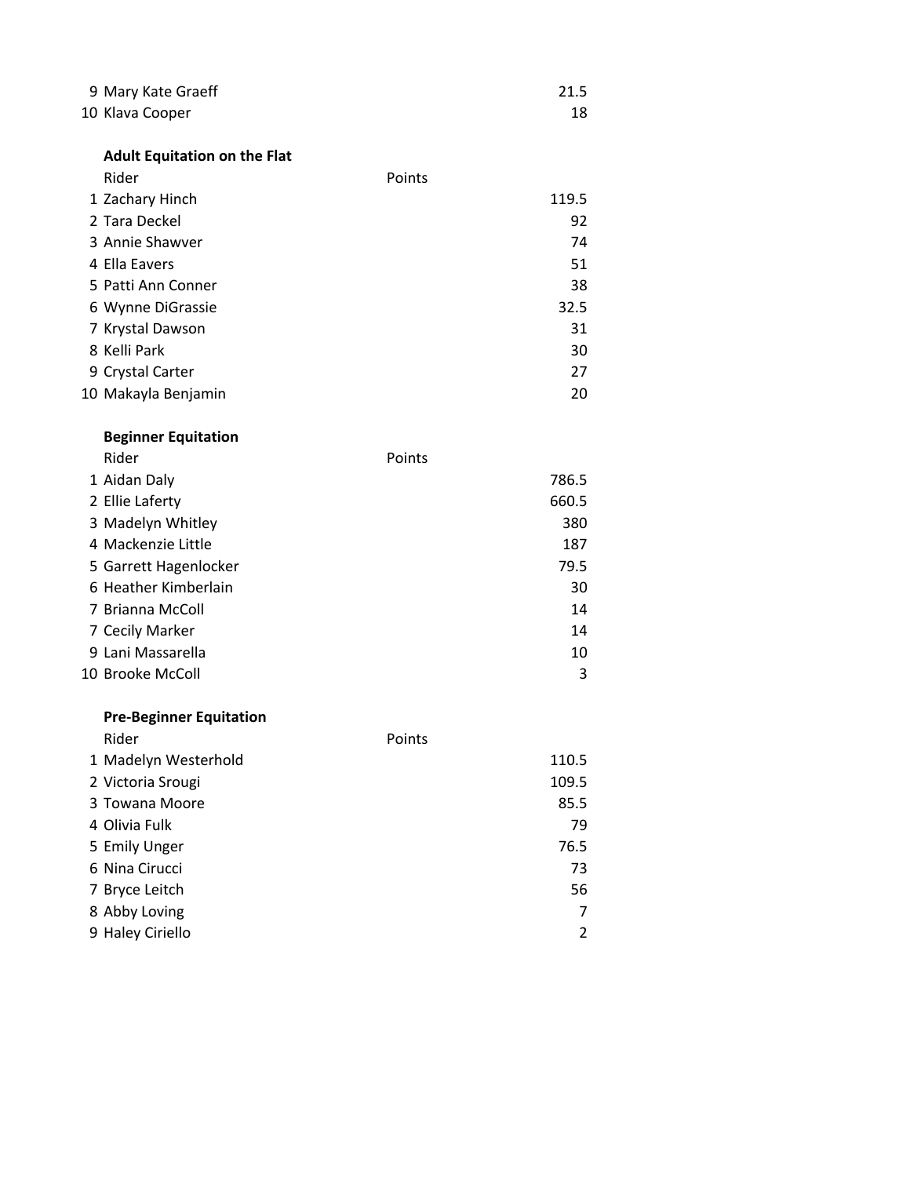| | | |
|---|---|---|
| 9 | Mary Kate Graeff | 21.5 |
| 10 | Klava Cooper | 18 |

**Adult Equitation on the Flat**

| | Rider | Points |
|---|---|---|
| 1 | Zachary Hinch | 119.5 |
| 2 | Tara Deckel | 92 |
| 3 | Annie Shawver | 74 |
| 4 | Ella Eavers | 51 |
| 5 | Patti Ann Conner | 38 |
| 6 | Wynne DiGrassie | 32.5 |
| 7 | Krystal Dawson | 31 |
| 8 | Kelli Park | 30 |
| 9 | Crystal Carter | 27 |
| 10 | Makayla Benjamin | 20 |

**Beginner Equitation**

| | Rider | Points |
|---|---|---|
| 1 | Aidan Daly | 786.5 |
| 2 | Ellie Laferty | 660.5 |
| 3 | Madelyn Whitley | 380 |
| 4 | Mackenzie Little | 187 |
| 5 | Garrett Hagenlocker | 79.5 |
| 6 | Heather Kimberlain | 30 |
| 7 | Brianna McColl | 14 |
| 7 | Cecily Marker | 14 |
| 9 | Lani Massarella | 10 |
| 10 | Brooke McColl | 3 |

**Pre-Beginner Equitation**

| | Rider | Points |
|---|---|---|
| 1 | Madelyn Westerhold | 110.5 |
| 2 | Victoria Srougi | 109.5 |
| 3 | Towana Moore | 85.5 |
| 4 | Olivia Fulk | 79 |
| 5 | Emily Unger | 76.5 |
| 6 | Nina Cirucci | 73 |
| 7 | Bryce Leitch | 56 |
| 8 | Abby Loving | 7 |
| 9 | Haley Ciriello | 2 |